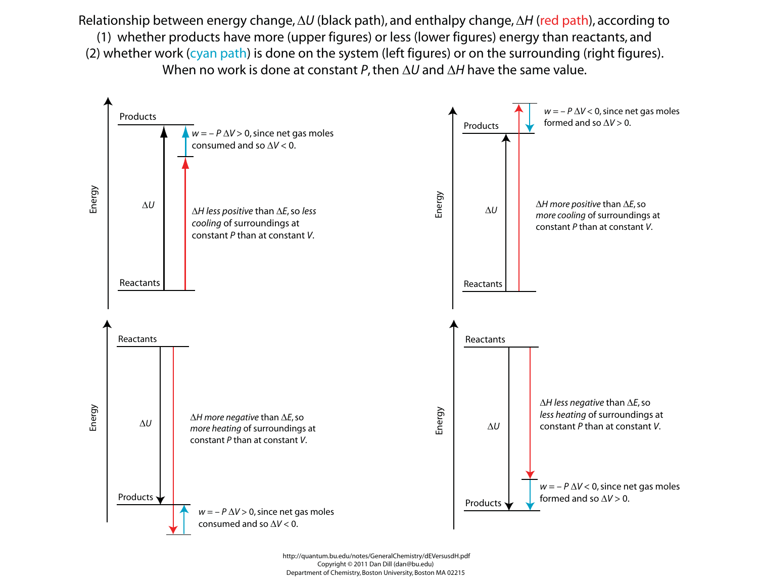Relationship between energy change, $\Delta U$ (black path), and enthalpy change, $\Delta H$ (red path), according to
(1) whether products have more (upper figures) or less (lower figures) energy than reactants, and
(2) whether work (cyan path) is done on the system (left figures) or on the surrounding (right figures).
When no work is done at constant $P$, then $\Delta U$ and $\Delta H$ have the same value.

**Upper left** (Energy axis; Reactants → Products, $\Delta U$)

$w = -P\,\Delta V > 0$, since net gas moles consumed and so $\Delta V < 0$.

$\Delta H$ *less positive* than $\Delta E$, so *less cooling* of surroundings at constant $P$ than at constant $V$.

**Upper right** (Energy axis; Reactants → Products, $\Delta U$)

$w = -P\,\Delta V < 0$, since net gas moles formed and so $\Delta V > 0$.

$\Delta H$ *more positive* than $\Delta E$, so *more cooling* of surroundings at constant $P$ than at constant $V$.

**Lower left** (Energy axis; Reactants → Products, $\Delta U$)

$\Delta H$ *more negative* than $\Delta E$, so *more heating* of surroundings at constant $P$ than at constant $V$.

$w = -P\,\Delta V > 0$, since net gas moles consumed and so $\Delta V < 0$.

**Lower right** (Energy axis; Reactants → Products, $\Delta U$)

$\Delta H$ *less negative* than $\Delta E$, so *less heating* of surroundings at constant $P$ than at constant $V$.

$w = -P\,\Delta V < 0$, since net gas moles formed and so $\Delta V > 0$.

http://quantum.bu.edu/notes/GeneralChemistry/dEVersusdH.pdf
Copyright © 2011 Dan Dill (dan@bu.edu)
Department of Chemistry, Boston University, Boston MA 02215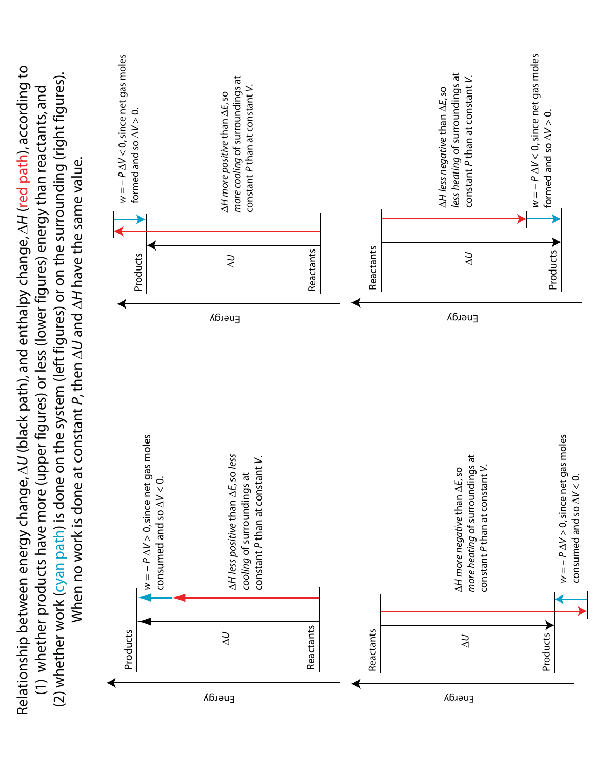Relationship between energy change, $\Delta U$ (black path), and enthalpy change, $\Delta H$ (red path), according to (1) whether products have more (upper figures) or less (lower figures) energy than reactants, and (2) whether work (cyan path) is done on the system (left figures) or on the surrounding (right figures). When no work is done at constant $P$, then $\Delta U$ and $\Delta H$ have the same value.

Energy

Products

Reactants

$\Delta U$

$w = -P\,\Delta V > 0$, since net gas moles consumed and so $\Delta V < 0$.

$\Delta H$ *less positive* than $\Delta E$, so *less cooling* of surroundings at constant $P$ than at constant $V$.

Energy

Products

Reactants

$\Delta U$

$w = -P\,\Delta V < 0$, since net gas moles formed and so $\Delta V > 0$.

$\Delta H$ *more positive* than $\Delta E$, so *more cooling* of surroundings at constant $P$ than at constant $V$.

Energy

Reactants

Products

$\Delta U$

$\Delta H$ *more negative* than $\Delta E$, so *more heating* of surroundings at constant $P$ than at constant $V$.

$w = -P\,\Delta V > 0$, since net gas moles consumed and so $\Delta V < 0$.

Energy

Reactants

Products

$\Delta U$

$\Delta H$ *less negative* than $\Delta E$, so *less heating* of surroundings at constant $P$ than at constant $V$.

$w = -P\,\Delta V < 0$, since net gas moles formed and so $\Delta V > 0$.